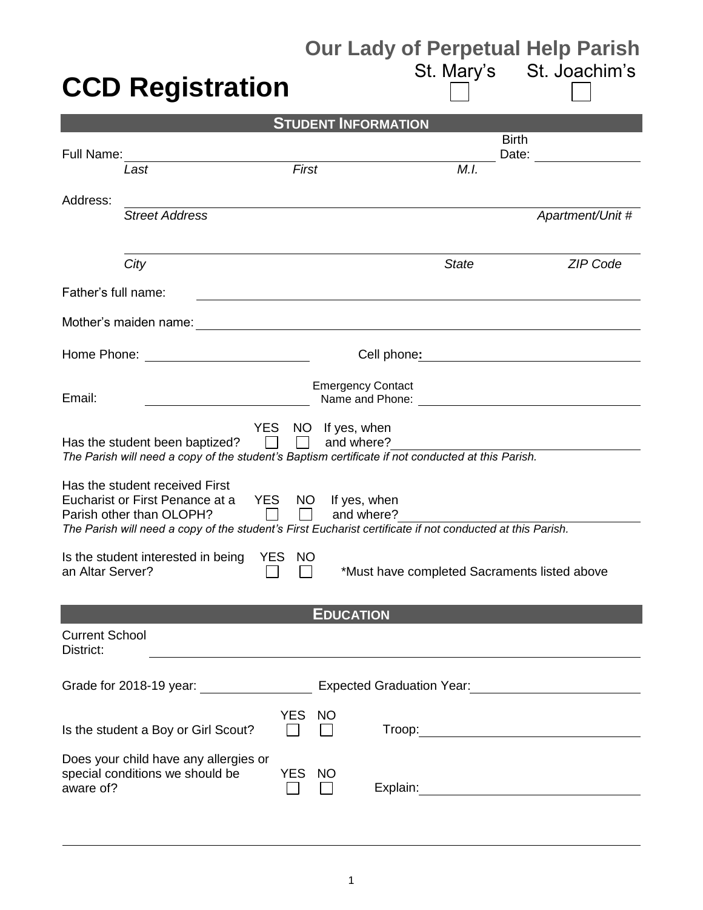## Our Lady of Perpetual Help Parish

St. Mary's ☐ St. Joachim's ☐

# CCD Registration

## STUDENT INFORMATION

Full Name: ______________________________________________ Birth Date: ______________

*Last* *First* *M.I.*

Address: ______________________________________________

*Street Address* *Apartment/Unit #*

______________________________________________

*City* *State* *ZIP Code*

Father's full name: ______________________________________________

Mother's maiden name: ______________________________________________

Home Phone: ______________________ Cell phone**:** ______________________

Email: ______________________ Emergency Contact Name and Phone: ______________________

Has the student been baptized? YES ☐ NO ☐ If yes, when and where? ______________________

*The Parish will need a copy of the student's Baptism certificate if not conducted at this Parish.*

Has the student received First Eucharist or First Penance at a Parish other than OLOPH? YES ☐ NO ☐ If yes, when and where? ______________________

*The Parish will need a copy of the student's First Eucharist certificate if not conducted at this Parish.*

Is the student interested in being an Altar Server? YES ☐ NO ☐ *Must have completed Sacraments listed above

## EDUCATION

Current School District: ______________________________________________

Grade for 2018-19 year: ______________ Expected Graduation Year: ______________

Is the student a Boy or Girl Scout? YES ☐ NO ☐ Troop: ______________________

Does your child have any allergies or special conditions we should be aware of? YES ☐ NO ☐ Explain: ______________________

______________________________________________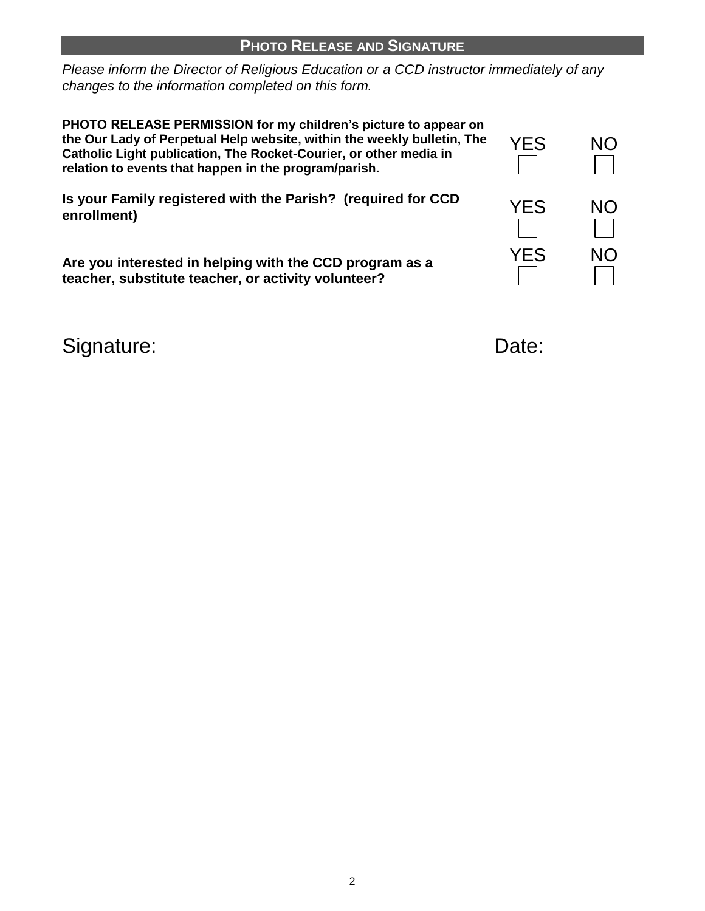## Photo Release and Signature

*Please inform the Director of Religious Education or a CCD instructor immediately of any changes to the information completed on this form.*

| | YES | NO |
| --- | --- | --- |
| **PHOTO RELEASE PERMISSION for my children's picture to appear on the Our Lady of Perpetual Help website, within the weekly bulletin, The Catholic Light publication, The Rocket-Courier, or other media in relation to events that happen in the program/parish.** | ☐ | ☐ |
| **Is your Family registered with the Parish? (required for CCD enrollment)** | ☐ | ☐ |
| **Are you interested in helping with the CCD program as a teacher, substitute teacher, or activity volunteer?** | ☐ | ☐ |

Signature: ______________________________ Date: __________